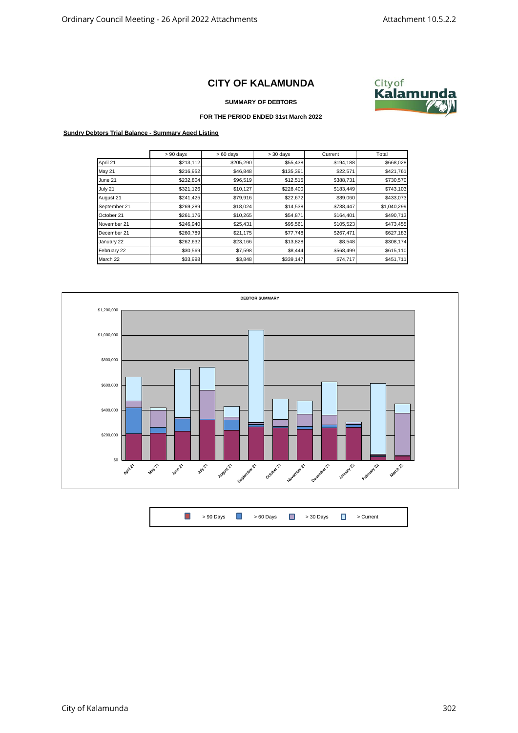# CITY OF KALAMUNDA

**SUMMARY OF DEBTORS**

**FOR THE PERIOD ENDED 31st March 2022**

**Sundry Debtors Trial Balance - Summary Aged Listing**

| | > 90 days | > 60 days | > 30 days | Current | Total |
|---|---|---|---|---|---|
| April 21 | $213,112 | $205,290 | $55,438 | $194,188 | $668,028 |
| May 21 | $216,952 | $46,848 | $135,391 | $22,571 | $421,761 |
| June 21 | $232,804 | $96,519 | $12,515 | $388,731 | $730,570 |
| July 21 | $321,126 | $10,127 | $228,400 | $183,449 | $743,103 |
| August 21 | $241,425 | $79,916 | $22,672 | $89,060 | $433,073 |
| September 21 | $269,289 | $18,024 | $14,538 | $738,447 | $1,040,299 |
| October 21 | $261,176 | $10,265 | $54,871 | $164,401 | $490,713 |
| November 21 | $246,940 | $25,431 | $95,561 | $105,523 | $473,455 |
| December 21 | $260,789 | $21,175 | $77,748 | $267,471 | $627,183 |
| January 22 | $262,632 | $23,166 | $13,828 | $8,548 | $308,174 |
| February 22 | $30,569 | $7,598 | $8,444 | $568,499 | $615,110 |
| March 22 | $33,998 | $3,848 | $339,147 | $74,717 | $451,711 |

**DEBTOR SUMMARY**

> 90 Days | > 60 Days | > 30 Days | > Current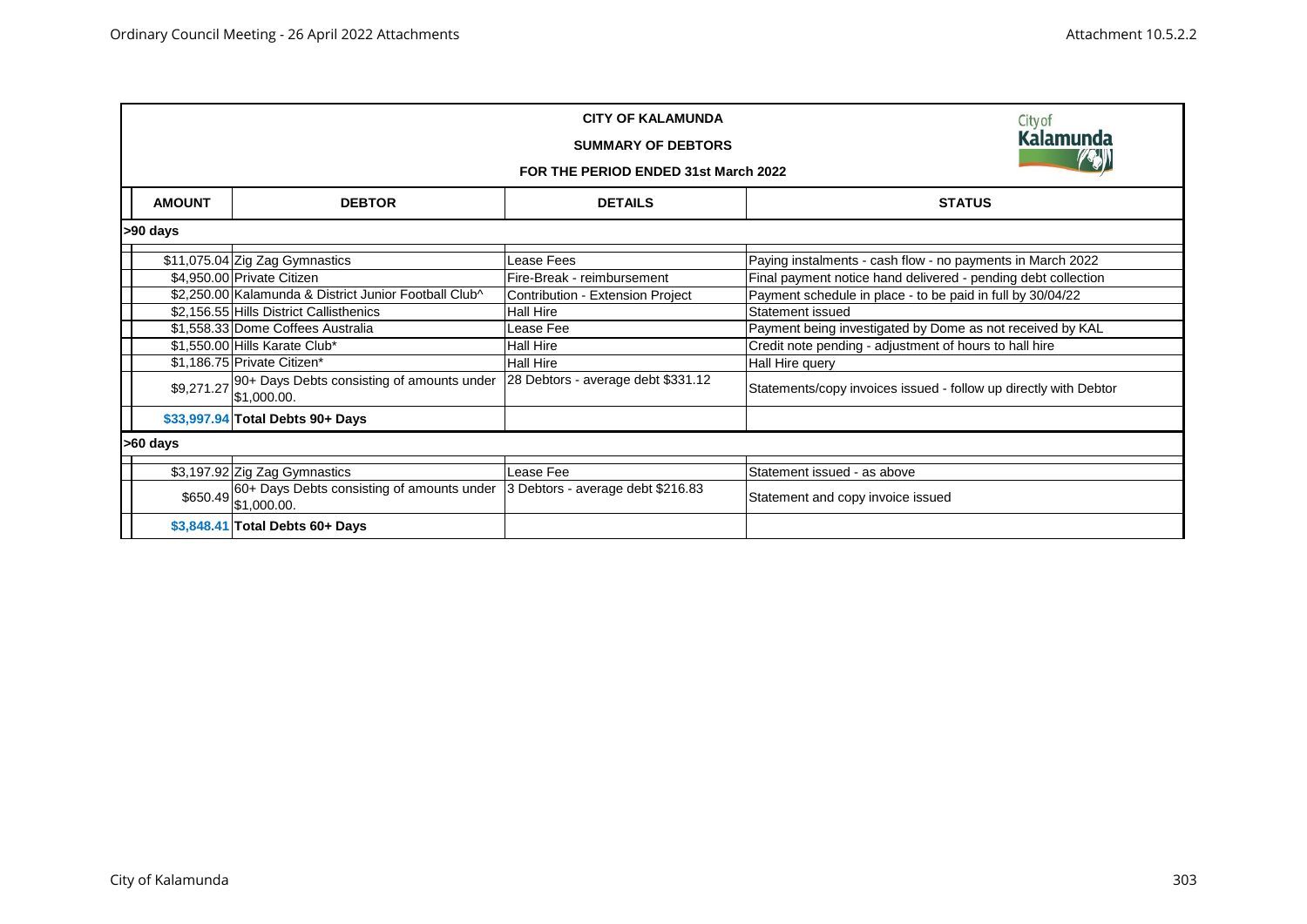**CITY OF KALAMUNDA**

**SUMMARY OF DEBTORS**

**FOR THE PERIOD ENDED 31st March 2022**

| AMOUNT | DEBTOR | DETAILS | STATUS |
|---|---|---|---|
| **>90 days** | | | |
| $11,075.04 | Zig Zag Gymnastics | Lease Fees | Paying instalments - cash flow - no payments in March 2022 |
| $4,950.00 | Private Citizen | Fire-Break - reimbursement | Final payment notice hand delivered - pending debt collection |
| $2,250.00 | Kalamunda & District Junior Football Club^ | Contribution - Extension Project | Payment schedule in place - to be paid in full by 30/04/22 |
| $2,156.55 | Hills District Callisthenics | Hall Hire | Statement issued |
| $1,558.33 | Dome Coffees Australia | Lease Fee | Payment being investigated by Dome as not received by KAL |
| $1,550.00 | Hills Karate Club* | Hall Hire | Credit note pending - adjustment of hours to hall hire |
| $1,186.75 | Private Citizen* | Hall Hire | Hall Hire query |
| $9,271.27 | 90+ Days Debts consisting of amounts under $1,000.00. | 28 Debtors - average debt $331.12 | Statements/copy invoices issued - follow up directly with Debtor |
| **$33,997.94** | **Total Debts 90+ Days** | | |
| **>60 days** | | | |
| $3,197.92 | Zig Zag Gymnastics | Lease Fee | Statement issued - as above |
| $650.49 | 60+ Days Debts consisting of amounts under $1,000.00. | 3 Debtors - average debt $216.83 | Statement and copy invoice issued |
| **$3,848.41** | **Total Debts 60+ Days** | | |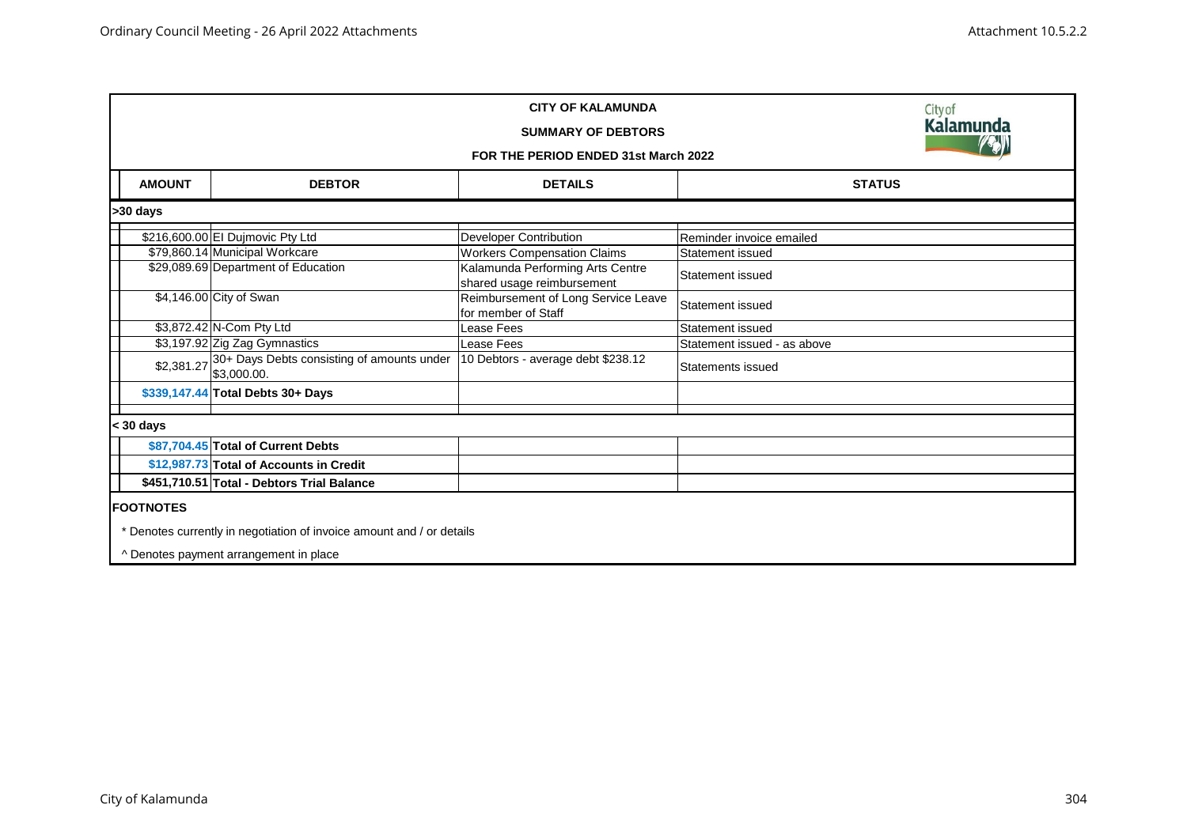**CITY OF KALAMUNDA**

**SUMMARY OF DEBTORS**

**FOR THE PERIOD ENDED 31st March 2022**

| AMOUNT | DEBTOR | DETAILS | STATUS |
|---|---|---|---|
| **>30 days** | | | |
| $216,600.00 | El Dujmovic Pty Ltd | Developer Contribution | Reminder invoice emailed |
| $79,860.14 | Municipal Workcare | Workers Compensation Claims | Statement issued |
| $29,089.69 | Department of Education | Kalamunda Performing Arts Centre shared usage reimbursement | Statement issued |
| $4,146.00 | City of Swan | Reimbursement of Long Service Leave for member of Staff | Statement issued |
| $3,872.42 | N-Com Pty Ltd | Lease Fees | Statement issued |
| $3,197.92 | Zig Zag Gymnastics | Lease Fees | Statement issued - as above |
| $2,381.27 | 30+ Days Debts consisting of amounts under $3,000.00. | 10 Debtors - average debt $238.12 | Statements issued |
| **$339,147.44** | **Total Debts 30+ Days** | | |
| **< 30 days** | | | |
| **$87,704.45** | **Total of Current Debts** | | |
| **$12,987.73** | **Total of Accounts in Credit** | | |
| **$451,710.51** | **Total - Debtors Trial Balance** | | |

**FOOTNOTES**

* Denotes currently in negotiation of invoice amount and / or details

^ Denotes payment arrangement in place